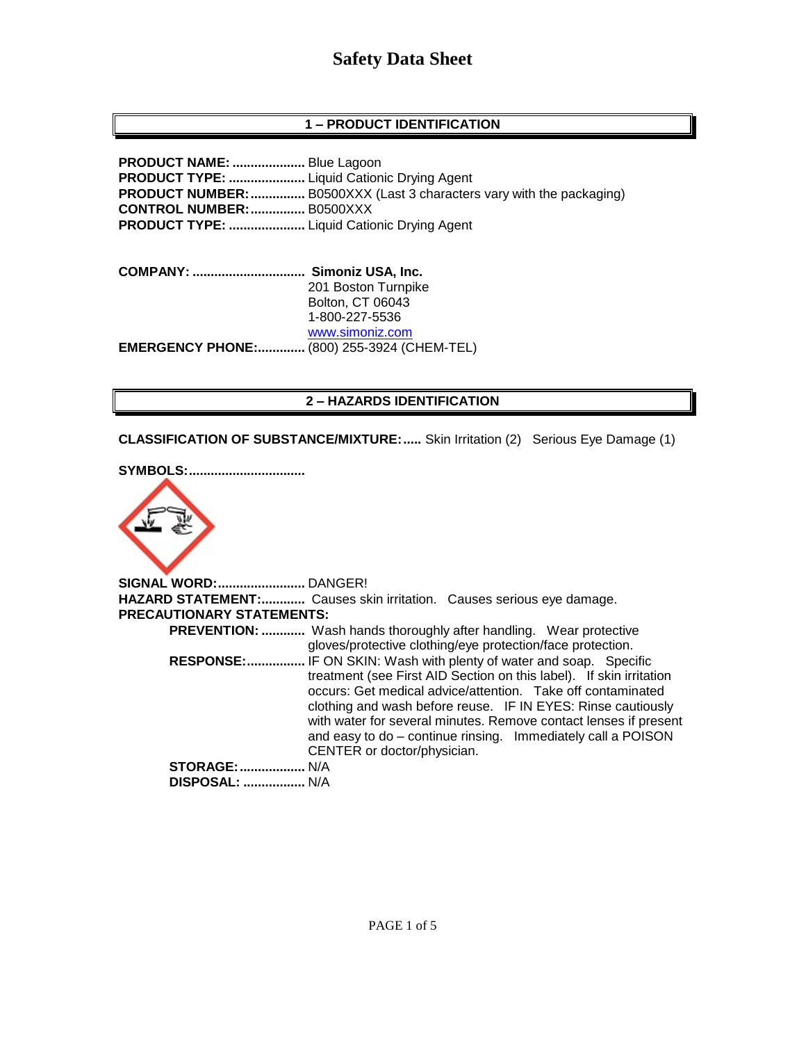# Safety Data Sheet

## 1 – PRODUCT IDENTIFICATION

**PRODUCT NAME:** .................... Blue Lagoon
**PRODUCT TYPE:** ..................... Liquid Cationic Drying Agent
**PRODUCT NUMBER:** ............... B0500XXX (Last 3 characters vary with the packaging)
**CONTROL NUMBER:** ............... B0500XXX
**PRODUCT TYPE:** ..................... Liquid Cationic Drying Agent

**COMPANY:** ............................... **Simoniz USA, Inc.**
201 Boston Turnpike
Bolton, CT 06043
1-800-227-5536
www.simoniz.com

**EMERGENCY PHONE:**............. (800) 255-3924 (CHEM-TEL)

## 2 – HAZARDS IDENTIFICATION

**CLASSIFICATION OF SUBSTANCE/MIXTURE:**..... Skin Irritation (2) Serious Eye Damage (1)

**SYMBOLS:**................................

**SIGNAL WORD:**........................ DANGER!
**HAZARD STATEMENT:**............ Causes skin irritation. Causes serious eye damage.
**PRECAUTIONARY STATEMENTS:**

- **PREVENTION:** ............ Wash hands thoroughly after handling. Wear protective gloves/protective clothing/eye protection/face protection.
- **RESPONSE:**................ IF ON SKIN: Wash with plenty of water and soap. Specific treatment (see First AID Section on this label). If skin irritation occurs: Get medical advice/attention. Take off contaminated clothing and wash before reuse. IF IN EYES: Rinse cautiously with water for several minutes. Remove contact lenses if present and easy to do – continue rinsing. Immediately call a POISON CENTER or doctor/physician.
- **STORAGE:**.................. N/A
- **DISPOSAL:** ................. N/A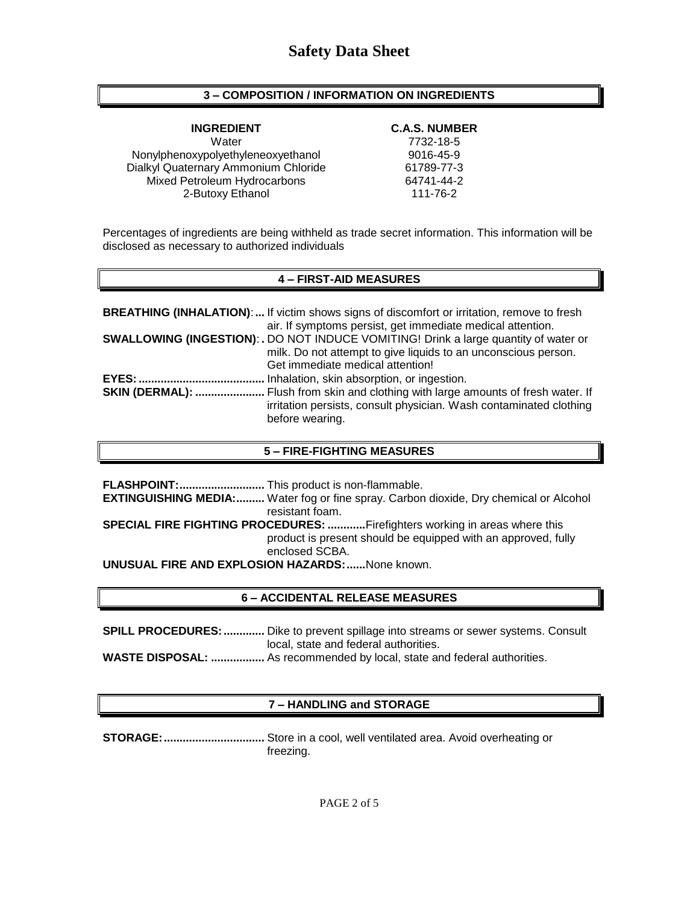# Safety Data Sheet

## 3 – COMPOSITION / INFORMATION ON INGREDIENTS

| INGREDIENT | C.A.S. NUMBER |
| --- | --- |
| Water | 7732-18-5 |
| Nonylphenoxypolyethyleneoxyethanol | 9016-45-9 |
| Dialkyl Quaternary Ammonium Chloride | 61789-77-3 |
| Mixed Petroleum Hydrocarbons | 64741-44-2 |
| 2-Butoxy Ethanol | 111-76-2 |

Percentages of ingredients are being withheld as trade secret information. This information will be disclosed as necessary to authorized individuals

## 4 – FIRST-AID MEASURES

**BREATHING (INHALATION):...** If victim shows signs of discomfort or irritation, remove to fresh air. If symptoms persist, get immediate medical attention.

**SWALLOWING (INGESTION):.** DO NOT INDUCE VOMITING! Drink a large quantity of water or milk. Do not attempt to give liquids to an unconscious person. Get immediate medical attention!

**EYES:........................................** Inhalation, skin absorption, or ingestion.

**SKIN (DERMAL): ......................** Flush from skin and clothing with large amounts of fresh water. If irritation persists, consult physician. Wash contaminated clothing before wearing.

## 5 – FIRE-FIGHTING MEASURES

**FLASHPOINT:...........................** This product is non-flammable.

**EXTINGUISHING MEDIA:.........** Water fog or fine spray. Carbon dioxide, Dry chemical or Alcohol resistant foam.

**SPECIAL FIRE FIGHTING PROCEDURES: ............** Firefighters working in areas where this product is present should be equipped with an approved, fully enclosed SCBA.

**UNUSUAL FIRE AND EXPLOSION HAZARDS:......** None known.

## 6 – ACCIDENTAL RELEASE MEASURES

**SPILL PROCEDURES: .............** Dike to prevent spillage into streams or sewer systems. Consult local, state and federal authorities.

**WASTE DISPOSAL: .................** As recommended by local, state and federal authorities.

## 7 – HANDLING and STORAGE

**STORAGE:................................** Store in a cool, well ventilated area. Avoid overheating or freezing.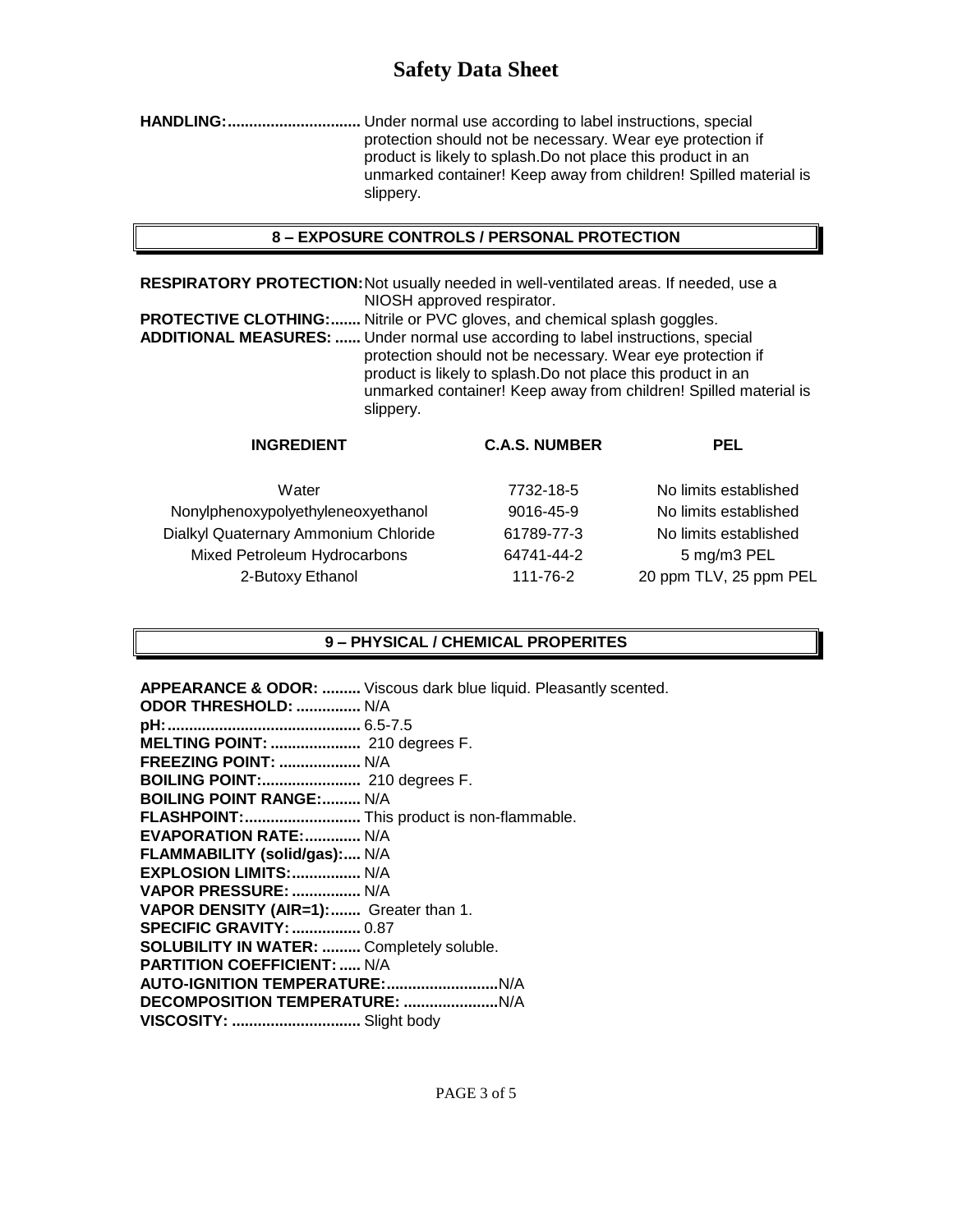# Safety Data Sheet

**HANDLING:...............................** Under normal use according to label instructions, special protection should not be necessary. Wear eye protection if product is likely to splash.Do not place this product in an unmarked container! Keep away from children! Spilled material is slippery.

## 8 – EXPOSURE CONTROLS / PERSONAL PROTECTION

**RESPIRATORY PROTECTION:** Not usually needed in well-ventilated areas. If needed, use a NIOSH approved respirator.

**PROTECTIVE CLOTHING:.......** Nitrile or PVC gloves, and chemical splash goggles.

**ADDITIONAL MEASURES: ......** Under normal use according to label instructions, special protection should not be necessary. Wear eye protection if product is likely to splash.Do not place this product in an unmarked container! Keep away from children! Spilled material is slippery.

| INGREDIENT | C.A.S. NUMBER | PEL |
|---|---|---|
| Water | 7732-18-5 | No limits established |
| Nonylphenoxypolyethyleneoxyethanol | 9016-45-9 | No limits established |
| Dialkyl Quaternary Ammonium Chloride | 61789-77-3 | No limits established |
| Mixed Petroleum Hydrocarbons | 64741-44-2 | 5 mg/m3 PEL |
| 2-Butoxy Ethanol | 111-76-2 | 20 ppm TLV, 25 ppm PEL |

## 9 – PHYSICAL / CHEMICAL PROPERITES

**APPEARANCE & ODOR: .........** Viscous dark blue liquid. Pleasantly scented.
**ODOR THRESHOLD: ...............** N/A
**pH:............................................** 6.5-7.5
**MELTING POINT: .....................** 210 degrees F.
**FREEZING POINT: ...................** N/A
**BOILING POINT:.......................** 210 degrees F.
**BOILING POINT RANGE:.........** N/A
**FLASHPOINT:...........................** This product is non-flammable.
**EVAPORATION RATE:.............** N/A
**FLAMMABILITY (solid/gas):.....** N/A
**EXPLOSION LIMITS:................** N/A
**VAPOR PRESSURE: ................** N/A
**VAPOR DENSITY (AIR=1):.......** Greater than 1.
**SPECIFIC GRAVITY: ................** 0.87
**SOLUBILITY IN WATER: .........** Completely soluble.
**PARTITION COEFFICIENT: .....** N/A
**AUTO-IGNITION TEMPERATURE:..........................**N/A
**DECOMPOSITION TEMPERATURE: ......................**N/A
**VISCOSITY: ..............................** Slight body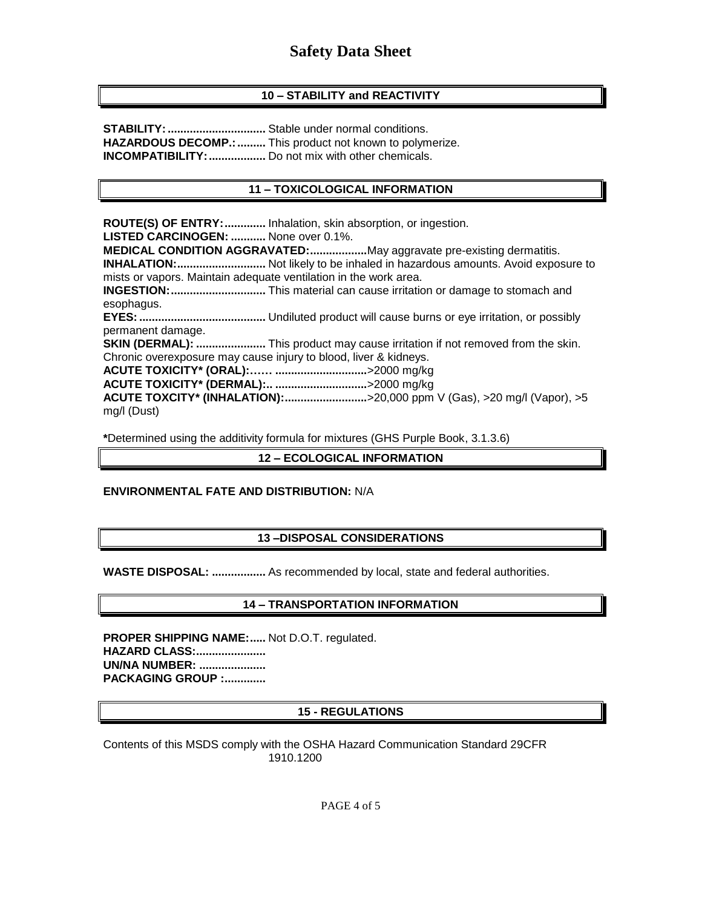## 10 – STABILITY and REACTIVITY

**STABILITY:...............................** Stable under normal conditions.
**HAZARDOUS DECOMP.:.........** This product not known to polymerize.
**INCOMPATIBILITY:..................** Do not mix with other chemicals.

## 11 – TOXICOLOGICAL INFORMATION

**ROUTE(S) OF ENTRY:.............** Inhalation, skin absorption, or ingestion.
**LISTED CARCINOGEN: ...........** None over 0.1%.
**MEDICAL CONDITION AGGRAVATED:..................**May aggravate pre-existing dermatitis.
**INHALATION:............................** Not likely to be inhaled in hazardous amounts. Avoid exposure to mists or vapors. Maintain adequate ventilation in the work area.
**INGESTION:..............................** This material can cause irritation or damage to stomach and esophagus.
**EYES:........................................** Undiluted product will cause burns or eye irritation, or possibly permanent damage.
**SKIN (DERMAL): ......................** This product may cause irritation if not removed from the skin. Chronic overexposure may cause injury to blood, liver & kidneys.
**ACUTE TOXICITY* (ORAL):…… ............................**>2000 mg/kg
**ACUTE TOXICITY* (DERMAL):.. ............................**>2000 mg/kg
**ACUTE TOXCITY* (INHALATION):..........................**>20,000 ppm V (Gas), >20 mg/l (Vapor), >5 mg/l (Dust)

***Determined using the additivity formula for mixtures (GHS Purple Book, 3.1.3.6)

## 12 – ECOLOGICAL INFORMATION

**ENVIRONMENTAL FATE AND DISTRIBUTION:** N/A

## 13 –DISPOSAL CONSIDERATIONS

**WASTE DISPOSAL: .................** As recommended by local, state and federal authorities.

## 14 – TRANSPORTATION INFORMATION

**PROPER SHIPPING NAME:.....** Not D.O.T. regulated.
**HAZARD CLASS:......................**
**UN/NA NUMBER: .....................**
**PACKAGING GROUP :.............**

## 15 - REGULATIONS

Contents of this MSDS comply with the OSHA Hazard Communication Standard 29CFR 1910.1200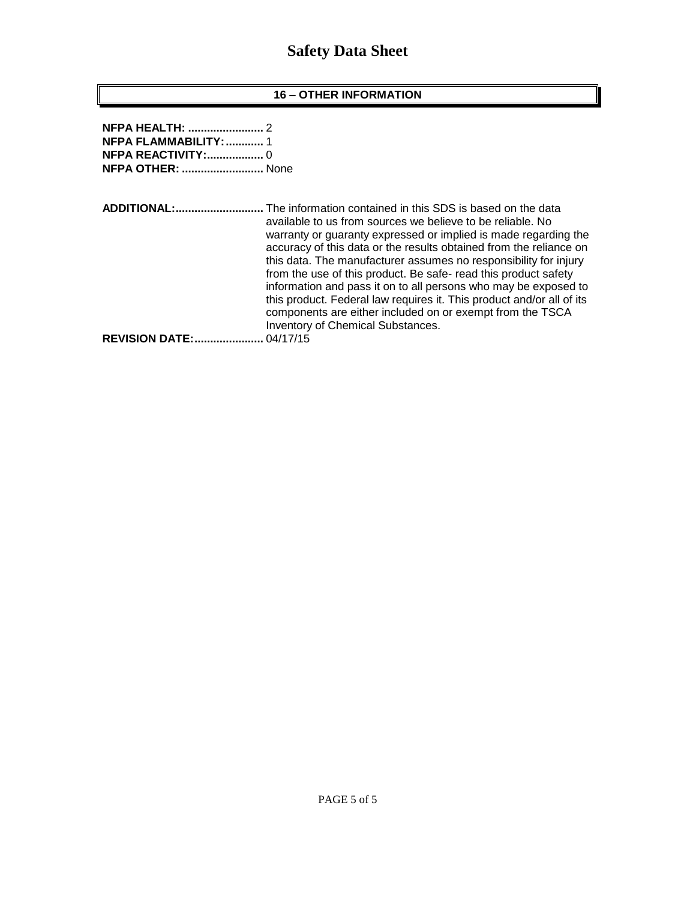## 16 – OTHER INFORMATION

**NFPA HEALTH: ........................** 2
**NFPA FLAMMABILITY: ............** 1
**NFPA REACTIVITY:..................** 0
**NFPA OTHER: ..........................** None

**ADDITIONAL:............................** The information contained in this SDS is based on the data available to us from sources we believe to be reliable. No warranty or guaranty expressed or implied is made regarding the accuracy of this data or the results obtained from the reliance on this data. The manufacturer assumes no responsibility for injury from the use of this product. Be safe- read this product safety information and pass it on to all persons who may be exposed to this product. Federal law requires it. This product and/or all of its components are either included on or exempt from the TSCA Inventory of Chemical Substances.

**REVISION DATE:......................** 04/17/15